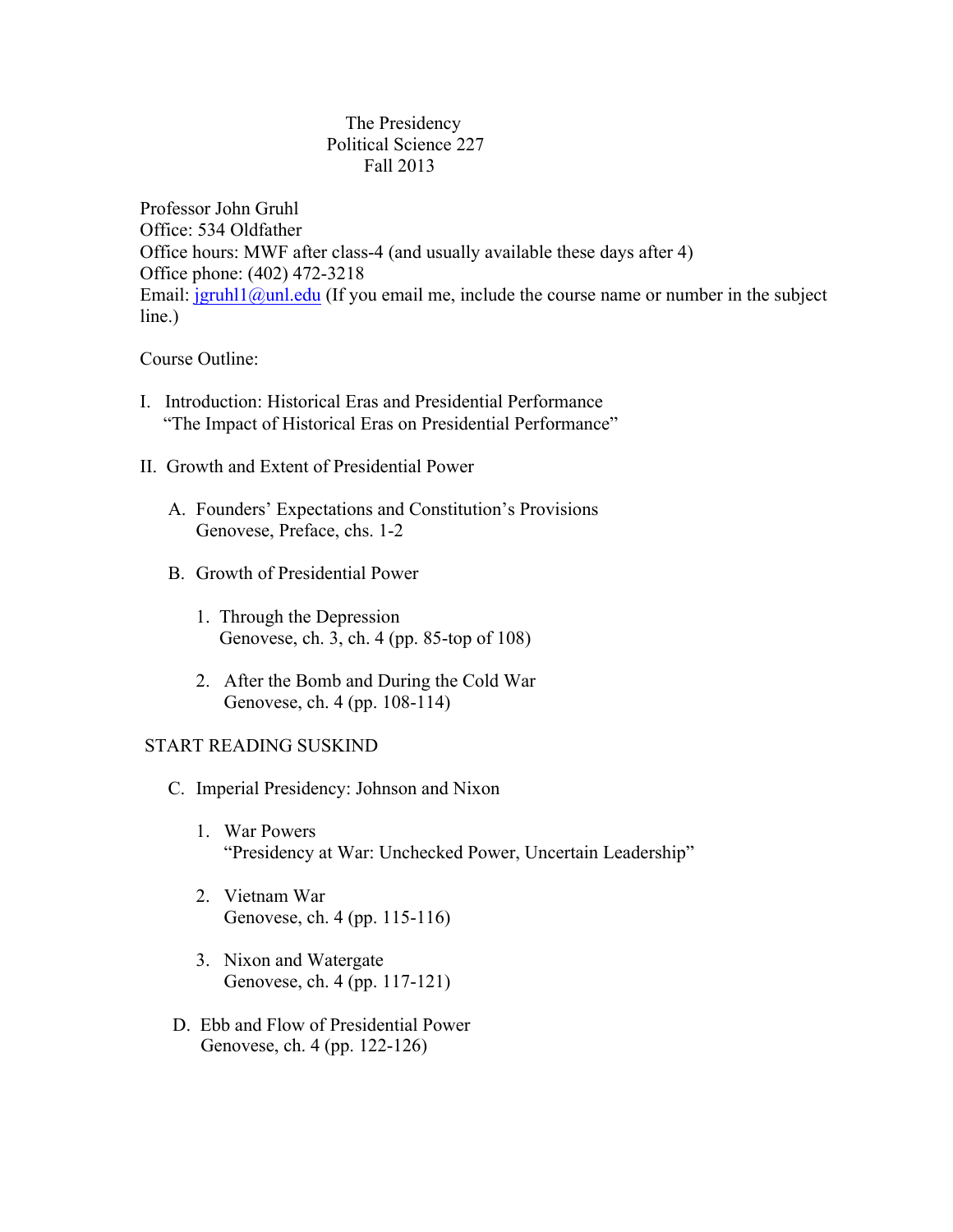# The Presidency
## Political Science 227
## Fall 2013

Professor John Gruhl
Office: 534 Oldfather
Office hours: MWF after class-4 (and usually available these days after 4)
Office phone: (402) 472-3218
Email: jgruhl1@unl.edu (If you email me, include the course name or number in the subject line.)

Course Outline:

I. Introduction: Historical Eras and Presidential Performance
   "The Impact of Historical Eras on Presidential Performance"

II. Growth and Extent of Presidential Power

   A. Founders' Expectations and Constitution's Provisions
      Genovese, Preface, chs. 1-2

   B. Growth of Presidential Power

      1. Through the Depression
         Genovese, ch. 3, ch. 4 (pp. 85-top of 108)

      2. After the Bomb and During the Cold War
         Genovese, ch. 4 (pp. 108-114)

START READING SUSKIND

   C. Imperial Presidency: Johnson and Nixon

      1. War Powers
         "Presidency at War: Unchecked Power, Uncertain Leadership"

      2. Vietnam War
         Genovese, ch. 4 (pp. 115-116)

      3. Nixon and Watergate
         Genovese, ch. 4 (pp. 117-121)

   D. Ebb and Flow of Presidential Power
      Genovese, ch. 4 (pp. 122-126)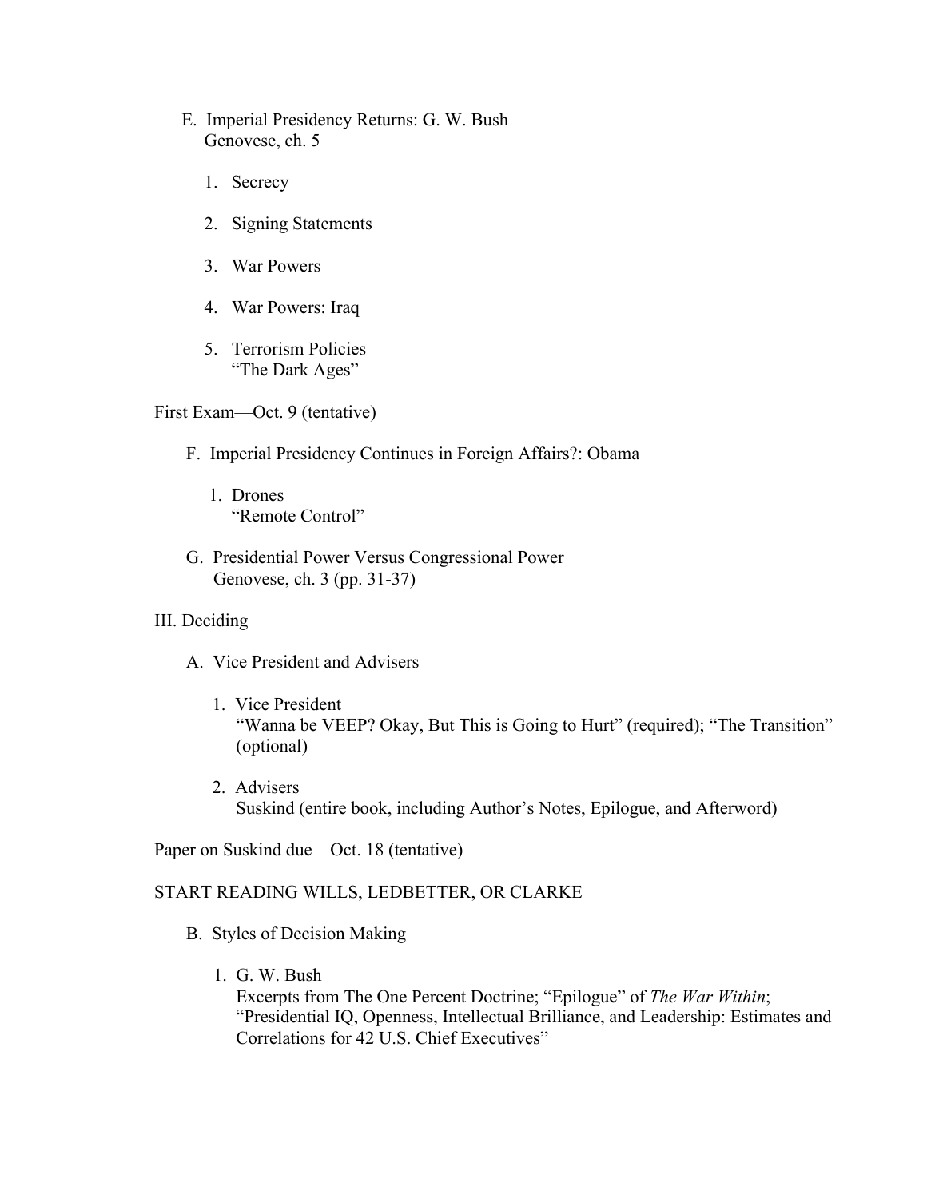E. Imperial Presidency Returns: G. W. Bush
   Genovese, ch. 5

   1. Secrecy

   2. Signing Statements

   3. War Powers

   4. War Powers: Iraq

   5. Terrorism Policies
      "The Dark Ages"

First Exam—Oct. 9 (tentative)

F. Imperial Presidency Continues in Foreign Affairs?: Obama

   1. Drones
      "Remote Control"

G. Presidential Power Versus Congressional Power
   Genovese, ch. 3 (pp. 31-37)

III. Deciding

A. Vice President and Advisers

   1. Vice President
      "Wanna be VEEP? Okay, But This is Going to Hurt" (required); "The Transition" (optional)

   2. Advisers
      Suskind (entire book, including Author's Notes, Epilogue, and Afterword)

Paper on Suskind due—Oct. 18 (tentative)

START READING WILLS, LEDBETTER, OR CLARKE

B. Styles of Decision Making

   1. G. W. Bush
      Excerpts from The One Percent Doctrine; "Epilogue" of *The War Within*; "Presidential IQ, Openness, Intellectual Brilliance, and Leadership: Estimates and Correlations for 42 U.S. Chief Executives"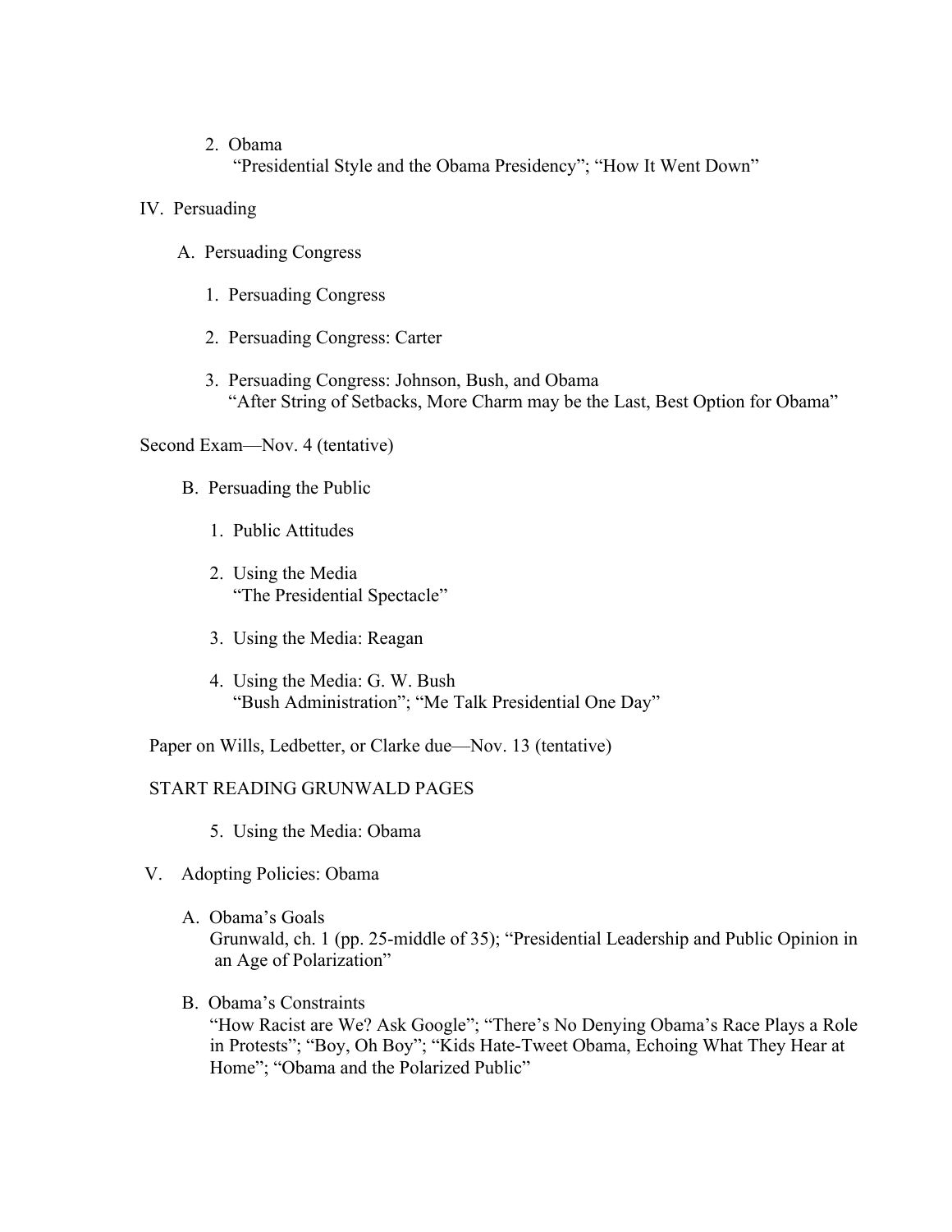2. Obama
   "Presidential Style and the Obama Presidency"; "How It Went Down"

IV. Persuading

A. Persuading Congress

1. Persuading Congress

2. Persuading Congress: Carter

3. Persuading Congress: Johnson, Bush, and Obama
   "After String of Setbacks, More Charm may be the Last, Best Option for Obama"

Second Exam—Nov. 4 (tentative)

B. Persuading the Public

1. Public Attitudes

2. Using the Media
   "The Presidential Spectacle"

3. Using the Media: Reagan

4. Using the Media: G. W. Bush
   "Bush Administration"; "Me Talk Presidential One Day"

Paper on Wills, Ledbetter, or Clarke due—Nov. 13 (tentative)

START READING GRUNWALD PAGES

5. Using the Media: Obama

V. Adopting Policies: Obama

A. Obama's Goals
   Grunwald, ch. 1 (pp. 25-middle of 35); "Presidential Leadership and Public Opinion in an Age of Polarization"

B. Obama's Constraints
   "How Racist are We? Ask Google"; "There's No Denying Obama's Race Plays a Role in Protests"; "Boy, Oh Boy"; "Kids Hate-Tweet Obama, Echoing What They Hear at Home"; "Obama and the Polarized Public"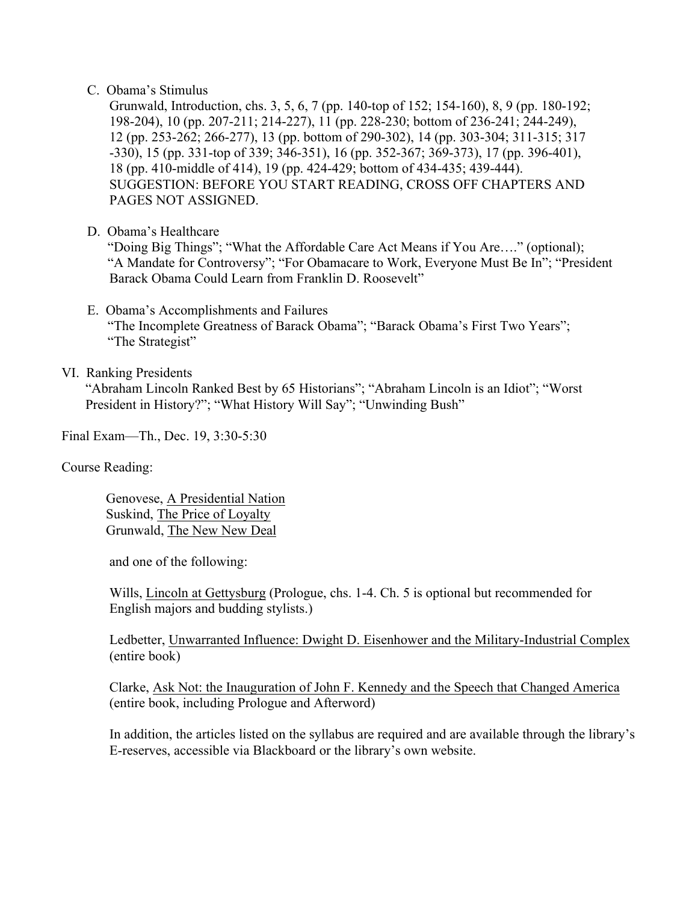C. Obama's Stimulus

Grunwald, Introduction, chs. 3, 5, 6, 7 (pp. 140-top of 152; 154-160), 8, 9 (pp. 180-192; 198-204), 10 (pp. 207-211; 214-227), 11 (pp. 228-230; bottom of 236-241; 244-249), 12 (pp. 253-262; 266-277), 13 (pp. bottom of 290-302), 14 (pp. 303-304; 311-315; 317 -330), 15 (pp. 331-top of 339; 346-351), 16 (pp. 352-367; 369-373), 17 (pp. 396-401), 18 (pp. 410-middle of 414), 19 (pp. 424-429; bottom of 434-435; 439-444). SUGGESTION: BEFORE YOU START READING, CROSS OFF CHAPTERS AND PAGES NOT ASSIGNED.

D. Obama's Healthcare

"Doing Big Things"; "What the Affordable Care Act Means if You Are…." (optional); "A Mandate for Controversy"; "For Obamacare to Work, Everyone Must Be In"; "President Barack Obama Could Learn from Franklin D. Roosevelt"

E. Obama's Accomplishments and Failures

"The Incomplete Greatness of Barack Obama"; "Barack Obama's First Two Years"; "The Strategist"

VI. Ranking Presidents

"Abraham Lincoln Ranked Best by 65 Historians"; "Abraham Lincoln is an Idiot"; "Worst President in History?"; "What History Will Say"; "Unwinding Bush"

Final Exam—Th., Dec. 19, 3:30-5:30

Course Reading:

Genovese, A Presidential Nation
Suskind, The Price of Loyalty
Grunwald, The New New Deal

and one of the following:

Wills, Lincoln at Gettysburg (Prologue, chs. 1-4. Ch. 5 is optional but recommended for English majors and budding stylists.)

Ledbetter, Unwarranted Influence: Dwight D. Eisenhower and the Military-Industrial Complex (entire book)

Clarke, Ask Not: the Inauguration of John F. Kennedy and the Speech that Changed America (entire book, including Prologue and Afterword)

In addition, the articles listed on the syllabus are required and are available through the library's E-reserves, accessible via Blackboard or the library's own website.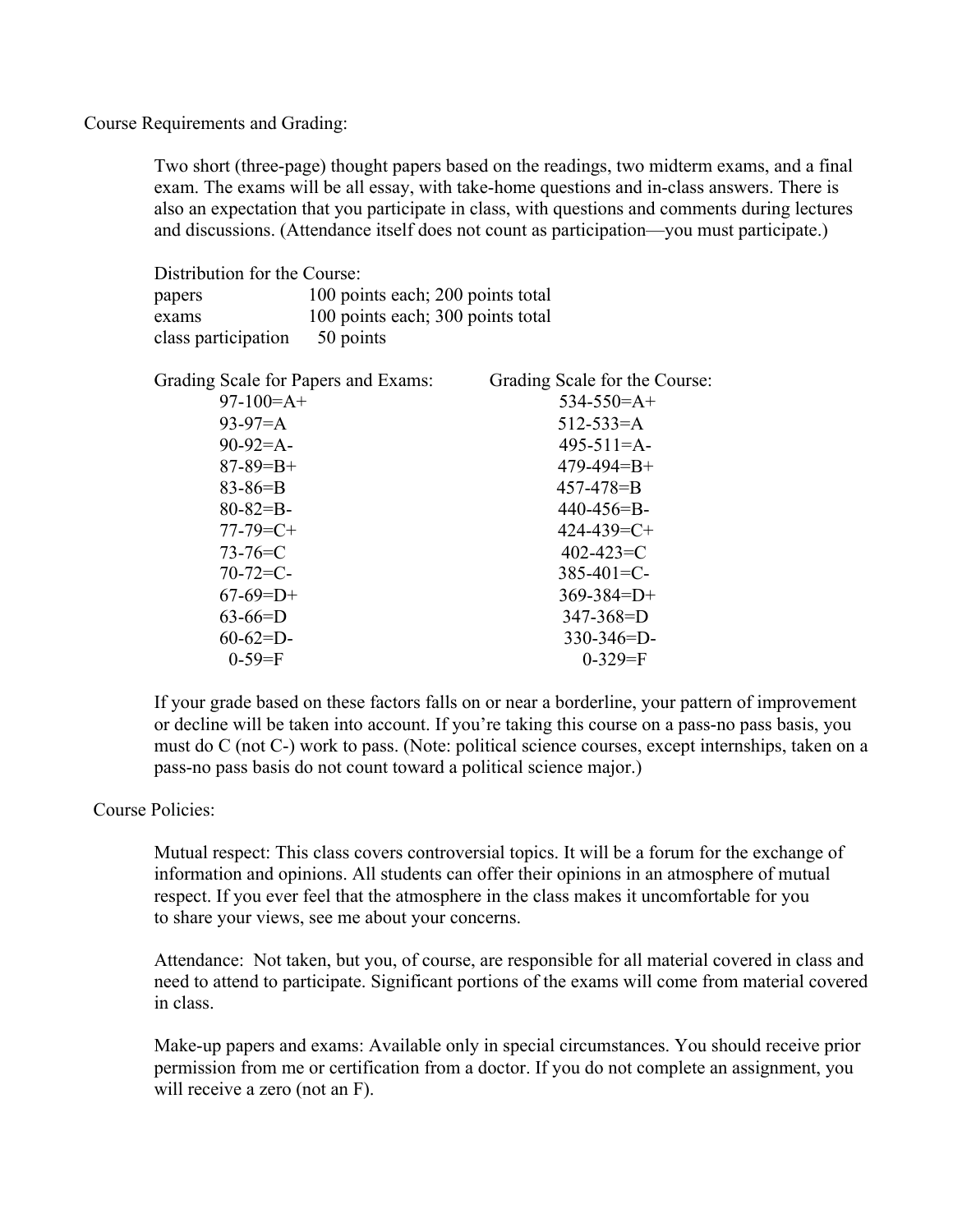## Course Requirements and Grading:

Two short (three-page) thought papers based on the readings, two midterm exams, and a final exam. The exams will be all essay, with take-home questions and in-class answers. There is also an expectation that you participate in class, with questions and comments during lectures and discussions. (Attendance itself does not count as participation—you must participate.)

Distribution for the Course:

| | |
|---|---|
| papers | 100 points each; 200 points total |
| exams | 100 points each; 300 points total |
| class participation | 50 points |

| Grading Scale for Papers and Exams: | Grading Scale for the Course: |
|---|---|
| 97-100=A+ | 534-550=A+ |
| 93-97=A | 512-533=A |
| 90-92=A- | 495-511=A- |
| 87-89=B+ | 479-494=B+ |
| 83-86=B | 457-478=B |
| 80-82=B- | 440-456=B- |
| 77-79=C+ | 424-439=C+ |
| 73-76=C | 402-423=C |
| 70-72=C- | 385-401=C- |
| 67-69=D+ | 369-384=D+ |
| 63-66=D | 347-368=D |
| 60-62=D- | 330-346=D- |
| 0-59=F | 0-329=F |

If your grade based on these factors falls on or near a borderline, your pattern of improvement or decline will be taken into account. If you're taking this course on a pass-no pass basis, you must do C (not C-) work to pass. (Note: political science courses, except internships, taken on a pass-no pass basis do not count toward a political science major.)

## Course Policies:

Mutual respect: This class covers controversial topics. It will be a forum for the exchange of information and opinions. All students can offer their opinions in an atmosphere of mutual respect. If you ever feel that the atmosphere in the class makes it uncomfortable for you to share your views, see me about your concerns.

Attendance: Not taken, but you, of course, are responsible for all material covered in class and need to attend to participate. Significant portions of the exams will come from material covered in class.

Make-up papers and exams: Available only in special circumstances. You should receive prior permission from me or certification from a doctor. If you do not complete an assignment, you will receive a zero (not an F).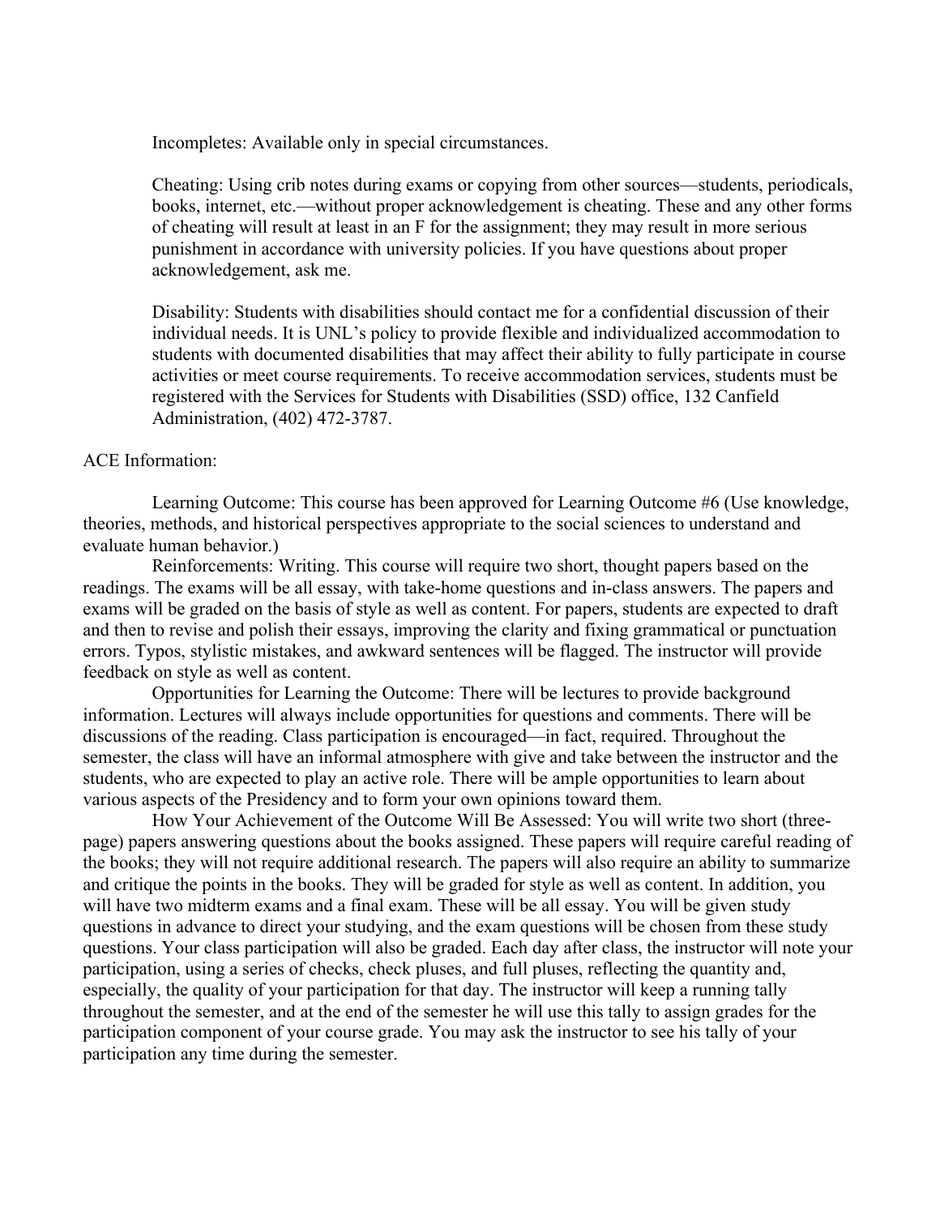Incompletes: Available only in special circumstances.

Cheating: Using crib notes during exams or copying from other sources—students, periodicals, books, internet, etc.—without proper acknowledgement is cheating. These and any other forms of cheating will result at least in an F for the assignment; they may result in more serious punishment in accordance with university policies. If you have questions about proper acknowledgement, ask me.

Disability: Students with disabilities should contact me for a confidential discussion of their individual needs. It is UNL's policy to provide flexible and individualized accommodation to students with documented disabilities that may affect their ability to fully participate in course activities or meet course requirements. To receive accommodation services, students must be registered with the Services for Students with Disabilities (SSD) office, 132 Canfield Administration, (402) 472-3787.

ACE Information:

Learning Outcome: This course has been approved for Learning Outcome #6 (Use knowledge, theories, methods, and historical perspectives appropriate to the social sciences to understand and evaluate human behavior.)

Reinforcements: Writing. This course will require two short, thought papers based on the readings. The exams will be all essay, with take-home questions and in-class answers. The papers and exams will be graded on the basis of style as well as content. For papers, students are expected to draft and then to revise and polish their essays, improving the clarity and fixing grammatical or punctuation errors. Typos, stylistic mistakes, and awkward sentences will be flagged. The instructor will provide feedback on style as well as content.

Opportunities for Learning the Outcome: There will be lectures to provide background information. Lectures will always include opportunities for questions and comments. There will be discussions of the reading. Class participation is encouraged—in fact, required. Throughout the semester, the class will have an informal atmosphere with give and take between the instructor and the students, who are expected to play an active role. There will be ample opportunities to learn about various aspects of the Presidency and to form your own opinions toward them.

How Your Achievement of the Outcome Will Be Assessed: You will write two short (three-page) papers answering questions about the books assigned. These papers will require careful reading of the books; they will not require additional research. The papers will also require an ability to summarize and critique the points in the books. They will be graded for style as well as content. In addition, you will have two midterm exams and a final exam. These will be all essay. You will be given study questions in advance to direct your studying, and the exam questions will be chosen from these study questions. Your class participation will also be graded. Each day after class, the instructor will note your participation, using a series of checks, check pluses, and full pluses, reflecting the quantity and, especially, the quality of your participation for that day. The instructor will keep a running tally throughout the semester, and at the end of the semester he will use this tally to assign grades for the participation component of your course grade. You may ask the instructor to see his tally of your participation any time during the semester.